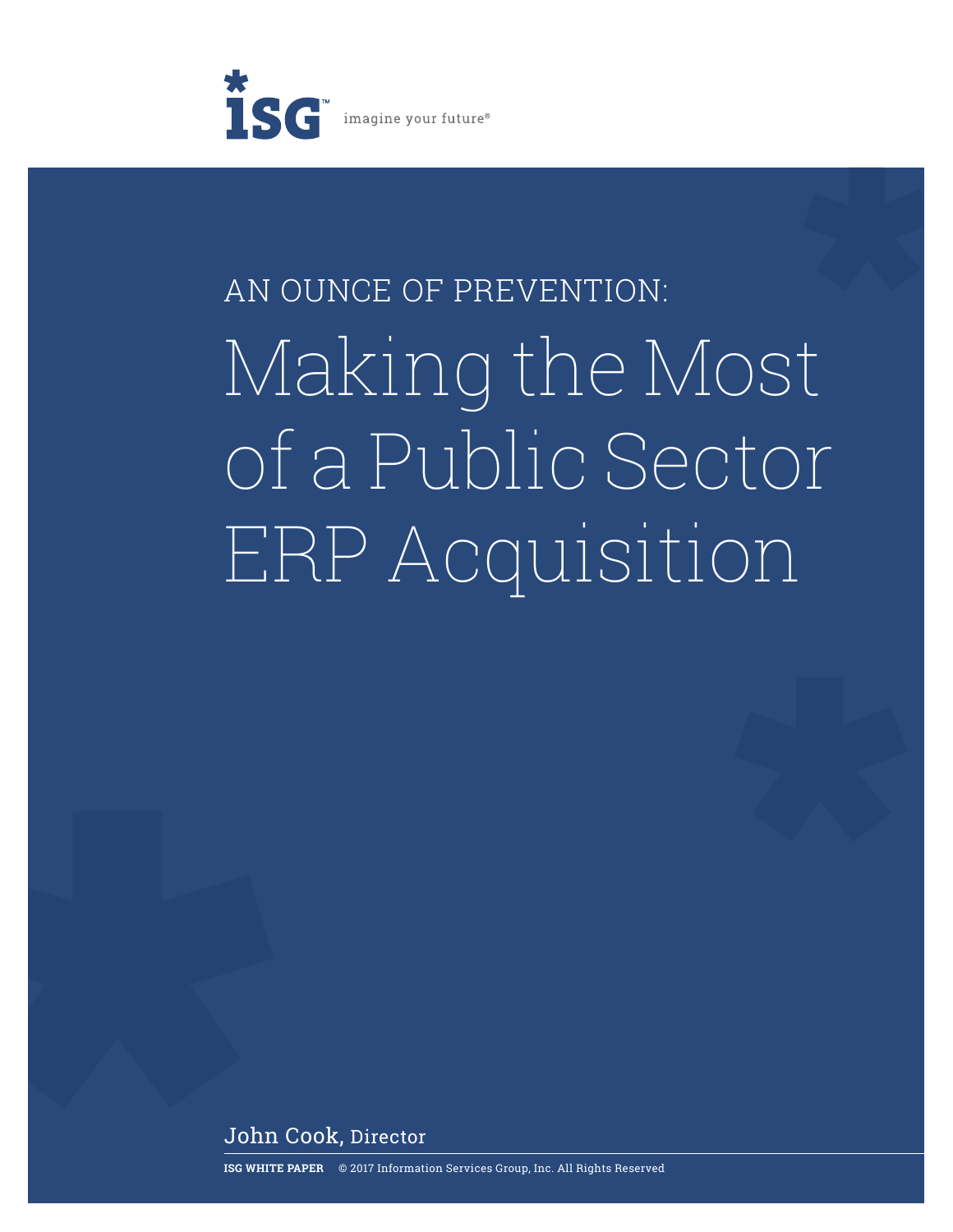ISG imagine your future®

AN OUNCE OF PREVENTION:

# Making the Most of a Public Sector ERP Acquisition

John Cook, Director

**ISG WHITE PAPER** © 2017 Information Services Group, Inc. All Rights Reserved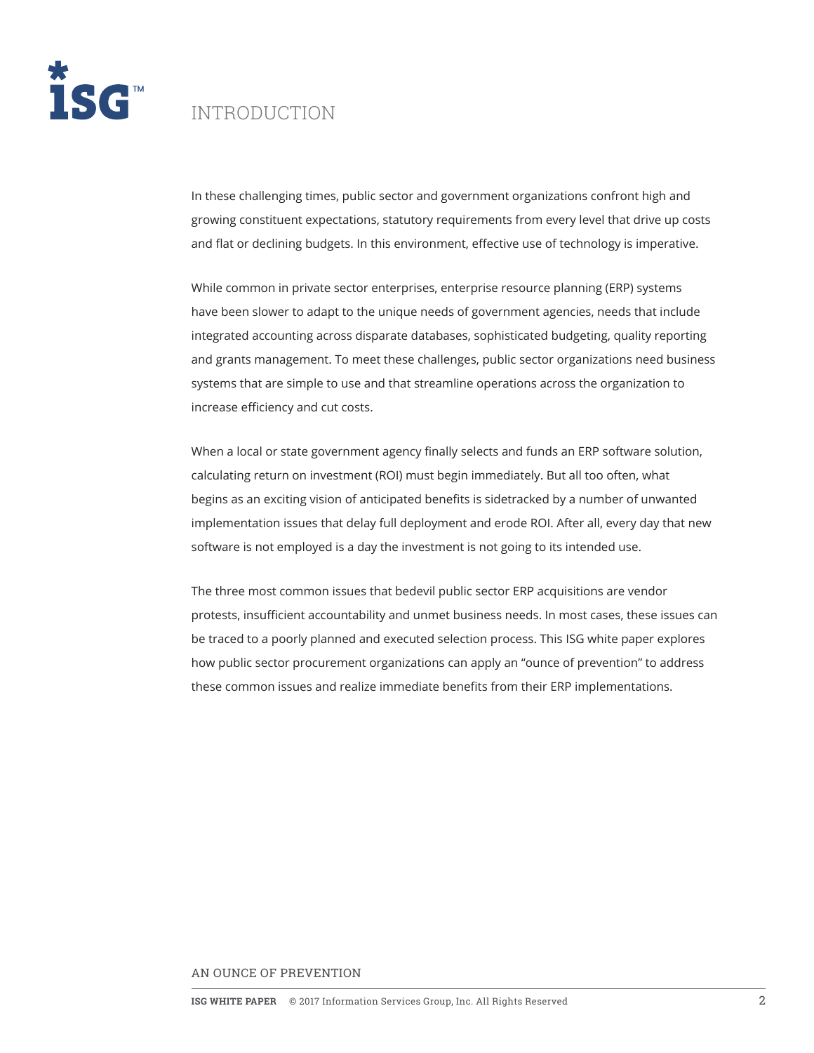# INTRODUCTION

In these challenging times, public sector and government organizations confront high and growing constituent expectations, statutory requirements from every level that drive up costs and flat or declining budgets. In this environment, effective use of technology is imperative.

While common in private sector enterprises, enterprise resource planning (ERP) systems have been slower to adapt to the unique needs of government agencies, needs that include integrated accounting across disparate databases, sophisticated budgeting, quality reporting and grants management. To meet these challenges, public sector organizations need business systems that are simple to use and that streamline operations across the organization to increase efficiency and cut costs.

When a local or state government agency finally selects and funds an ERP software solution, calculating return on investment (ROI) must begin immediately. But all too often, what begins as an exciting vision of anticipated benefits is sidetracked by a number of unwanted implementation issues that delay full deployment and erode ROI. After all, every day that new software is not employed is a day the investment is not going to its intended use.

The three most common issues that bedevil public sector ERP acquisitions are vendor protests, insufficient accountability and unmet business needs. In most cases, these issues can be traced to a poorly planned and executed selection process. This ISG white paper explores how public sector procurement organizations can apply an “ounce of prevention” to address these common issues and realize immediate benefits from their ERP implementations.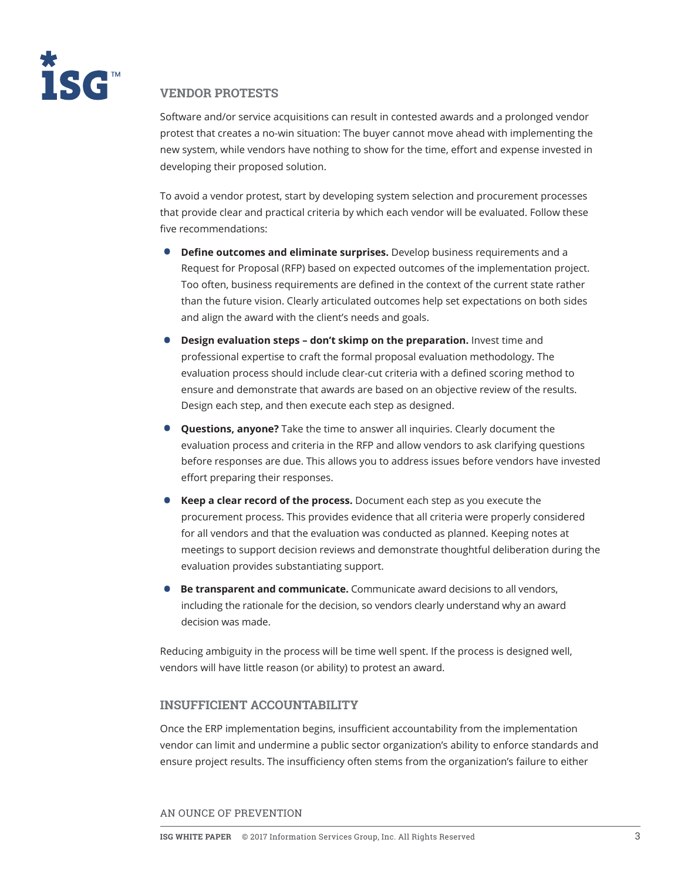## VENDOR PROTESTS

Software and/or service acquisitions can result in contested awards and a prolonged vendor protest that creates a no-win situation: The buyer cannot move ahead with implementing the new system, while vendors have nothing to show for the time, effort and expense invested in developing their proposed solution.

To avoid a vendor protest, start by developing system selection and procurement processes that provide clear and practical criteria by which each vendor will be evaluated. Follow these five recommendations:

- **Define outcomes and eliminate surprises.** Develop business requirements and a Request for Proposal (RFP) based on expected outcomes of the implementation project. Too often, business requirements are defined in the context of the current state rather than the future vision. Clearly articulated outcomes help set expectations on both sides and align the award with the client's needs and goals.
- **Design evaluation steps – don't skimp on the preparation.** Invest time and professional expertise to craft the formal proposal evaluation methodology. The evaluation process should include clear-cut criteria with a defined scoring method to ensure and demonstrate that awards are based on an objective review of the results. Design each step, and then execute each step as designed.
- **Questions, anyone?** Take the time to answer all inquiries. Clearly document the evaluation process and criteria in the RFP and allow vendors to ask clarifying questions before responses are due. This allows you to address issues before vendors have invested effort preparing their responses.
- **Keep a clear record of the process.** Document each step as you execute the procurement process. This provides evidence that all criteria were properly considered for all vendors and that the evaluation was conducted as planned. Keeping notes at meetings to support decision reviews and demonstrate thoughtful deliberation during the evaluation provides substantiating support.
- **Be transparent and communicate.** Communicate award decisions to all vendors, including the rationale for the decision, so vendors clearly understand why an award decision was made.

Reducing ambiguity in the process will be time well spent. If the process is designed well, vendors will have little reason (or ability) to protest an award.

## INSUFFICIENT ACCOUNTABILITY

Once the ERP implementation begins, insufficient accountability from the implementation vendor can limit and undermine a public sector organization's ability to enforce standards and ensure project results. The insufficiency often stems from the organization's failure to either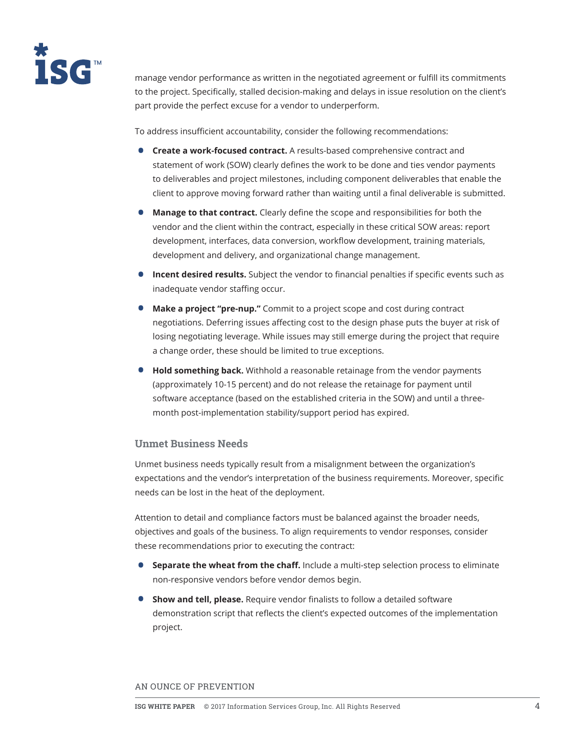manage vendor performance as written in the negotiated agreement or fulfill its commitments to the project. Specifically, stalled decision-making and delays in issue resolution on the client's part provide the perfect excuse for a vendor to underperform.

To address insufficient accountability, consider the following recommendations:

- **Create a work-focused contract.** A results-based comprehensive contract and statement of work (SOW) clearly defines the work to be done and ties vendor payments to deliverables and project milestones, including component deliverables that enable the client to approve moving forward rather than waiting until a final deliverable is submitted.
- **Manage to that contract.** Clearly define the scope and responsibilities for both the vendor and the client within the contract, especially in these critical SOW areas: report development, interfaces, data conversion, workflow development, training materials, development and delivery, and organizational change management.
- **Incent desired results.** Subject the vendor to financial penalties if specific events such as inadequate vendor staffing occur.
- **Make a project "pre-nup."** Commit to a project scope and cost during contract negotiations. Deferring issues affecting cost to the design phase puts the buyer at risk of losing negotiating leverage. While issues may still emerge during the project that require a change order, these should be limited to true exceptions.
- **Hold something back.** Withhold a reasonable retainage from the vendor payments (approximately 10-15 percent) and do not release the retainage for payment until software acceptance (based on the established criteria in the SOW) and until a three-month post-implementation stability/support period has expired.

### Unmet Business Needs

Unmet business needs typically result from a misalignment between the organization's expectations and the vendor's interpretation of the business requirements. Moreover, specific needs can be lost in the heat of the deployment.

Attention to detail and compliance factors must be balanced against the broader needs, objectives and goals of the business. To align requirements to vendor responses, consider these recommendations prior to executing the contract:

- **Separate the wheat from the chaff.** Include a multi-step selection process to eliminate non-responsive vendors before vendor demos begin.
- **Show and tell, please.** Require vendor finalists to follow a detailed software demonstration script that reflects the client's expected outcomes of the implementation project.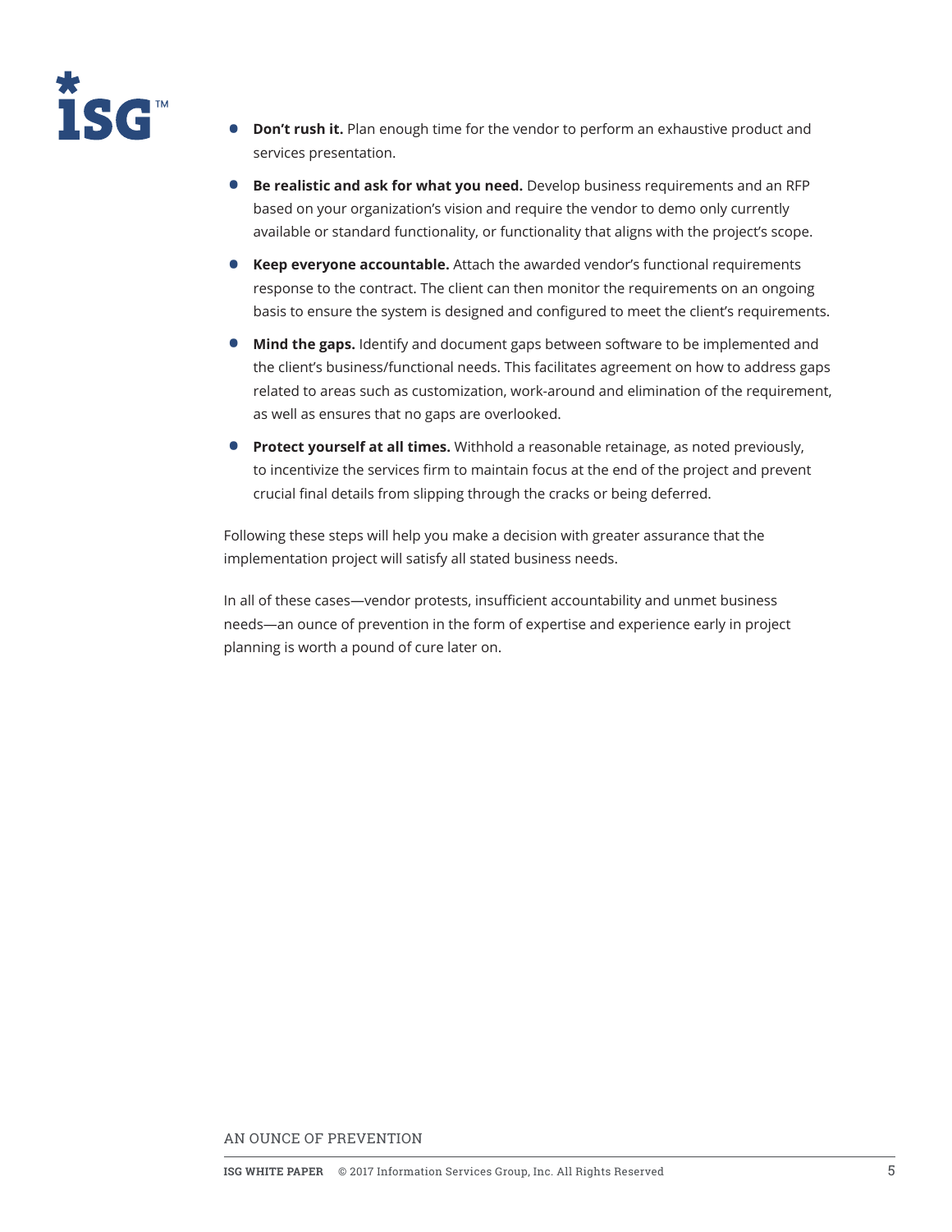- **Don't rush it.** Plan enough time for the vendor to perform an exhaustive product and services presentation.
- **Be realistic and ask for what you need.** Develop business requirements and an RFP based on your organization's vision and require the vendor to demo only currently available or standard functionality, or functionality that aligns with the project's scope.
- **Keep everyone accountable.** Attach the awarded vendor's functional requirements response to the contract. The client can then monitor the requirements on an ongoing basis to ensure the system is designed and configured to meet the client's requirements.
- **Mind the gaps.** Identify and document gaps between software to be implemented and the client's business/functional needs. This facilitates agreement on how to address gaps related to areas such as customization, work-around and elimination of the requirement, as well as ensures that no gaps are overlooked.
- **Protect yourself at all times.** Withhold a reasonable retainage, as noted previously, to incentivize the services firm to maintain focus at the end of the project and prevent crucial final details from slipping through the cracks or being deferred.

Following these steps will help you make a decision with greater assurance that the implementation project will satisfy all stated business needs.

In all of these cases—vendor protests, insufficient accountability and unmet business needs—an ounce of prevention in the form of expertise and experience early in project planning is worth a pound of cure later on.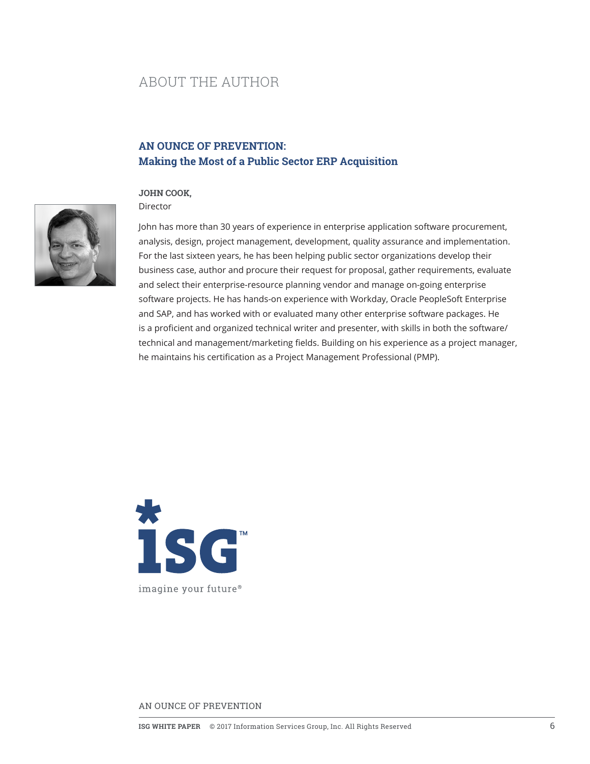# ABOUT THE AUTHOR

## AN OUNCE OF PREVENTION: Making the Most of a Public Sector ERP Acquisition

**JOHN COOK,**
Director

John has more than 30 years of experience in enterprise application software procurement, analysis, design, project management, development, quality assurance and implementation. For the last sixteen years, he has been helping public sector organizations develop their business case, author and procure their request for proposal, gather requirements, evaluate and select their enterprise-resource planning vendor and manage on-going enterprise software projects. He has hands-on experience with Workday, Oracle PeopleSoft Enterprise and SAP, and has worked with or evaluated many other enterprise software packages. He is a proficient and organized technical writer and presenter, with skills in both the software/technical and management/marketing fields. Building on his experience as a project manager, he maintains his certification as a Project Management Professional (PMP).

ISG™

imagine your future®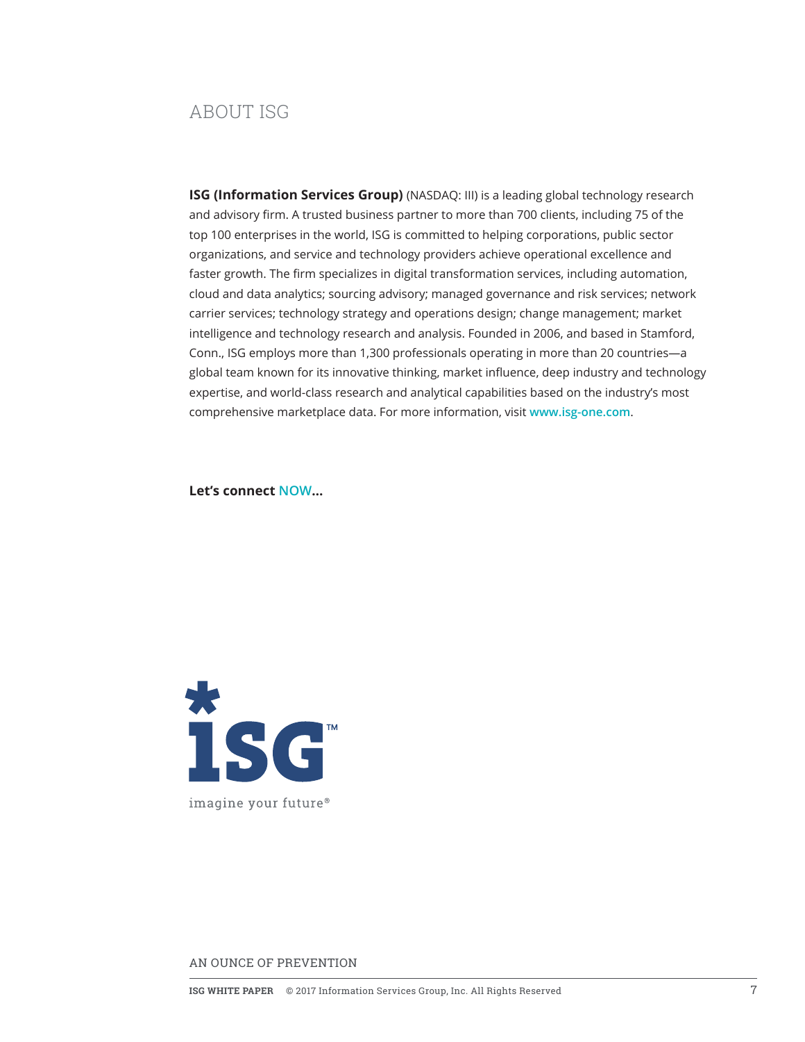# ABOUT ISG

**ISG (Information Services Group)** (NASDAQ: III) is a leading global technology research and advisory firm. A trusted business partner to more than 700 clients, including 75 of the top 100 enterprises in the world, ISG is committed to helping corporations, public sector organizations, and service and technology providers achieve operational excellence and faster growth. The firm specializes in digital transformation services, including automation, cloud and data analytics; sourcing advisory; managed governance and risk services; network carrier services; technology strategy and operations design; change management; market intelligence and technology research and analysis. Founded in 2006, and based in Stamford, Conn., ISG employs more than 1,300 professionals operating in more than 20 countries—a global team known for its innovative thinking, market influence, deep industry and technology expertise, and world-class research and analytical capabilities based on the industry's most comprehensive marketplace data. For more information, visit **www.isg-one.com**.

**Let's connect NOW...**

ISG™

imagine your future®